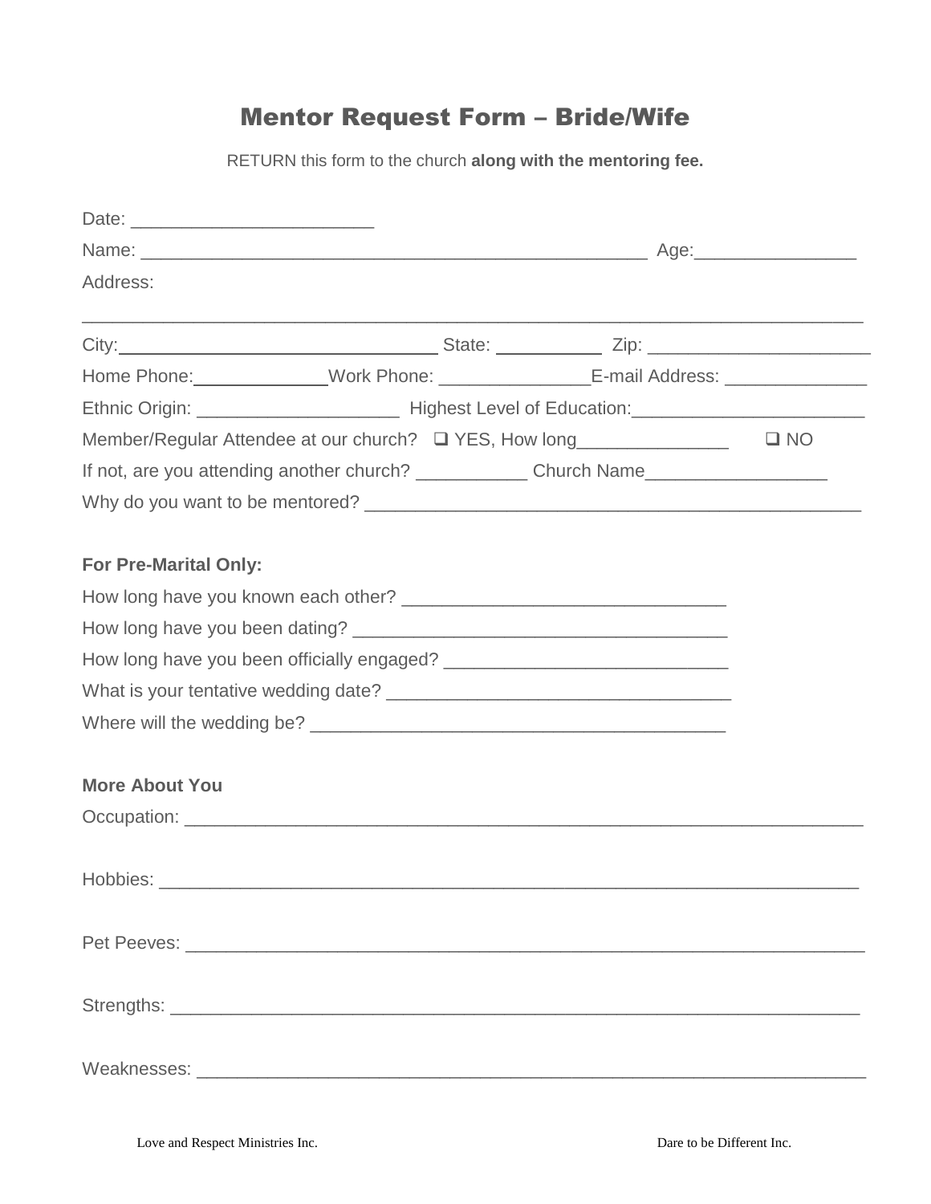# Mentor Request Form – Bride/Wife

RETURN this form to the church **along with the mentoring fee.**

Date: ________________________

Name: ___________________________________________________ Age:________________

Address:

_______________________________________________________________________________

City:________________________________ State: __________ Zip: ______________________

Home Phone:_____________Work Phone: _______________E-mail Address: ______________

Ethnic Origin: ____________________ Highest Level of Education:________________________

Member/Regular Attendee at our church? ❑ YES, How long_______________ ❑ NO

If not, are you attending another church? ___________ Church Name__________________

Why do you want to be mentored? __________________________________________________

**For Pre-Marital Only:**

How long have you known each other? ________________________________

How long have you been dating? ______________________________________

How long have you been officially engaged? ____________________________

What is your tentative wedding date? __________________________________

Where will the wedding be? __________________________________________

**More About You**

Occupation: _____________________________________________________________________

Hobbies: _______________________________________________________________________

Pet Peeves: _____________________________________________________________________

Strengths: ______________________________________________________________________

Weaknesses: ____________________________________________________________________

Love and Respect Ministries Inc. Dare to be Different Inc.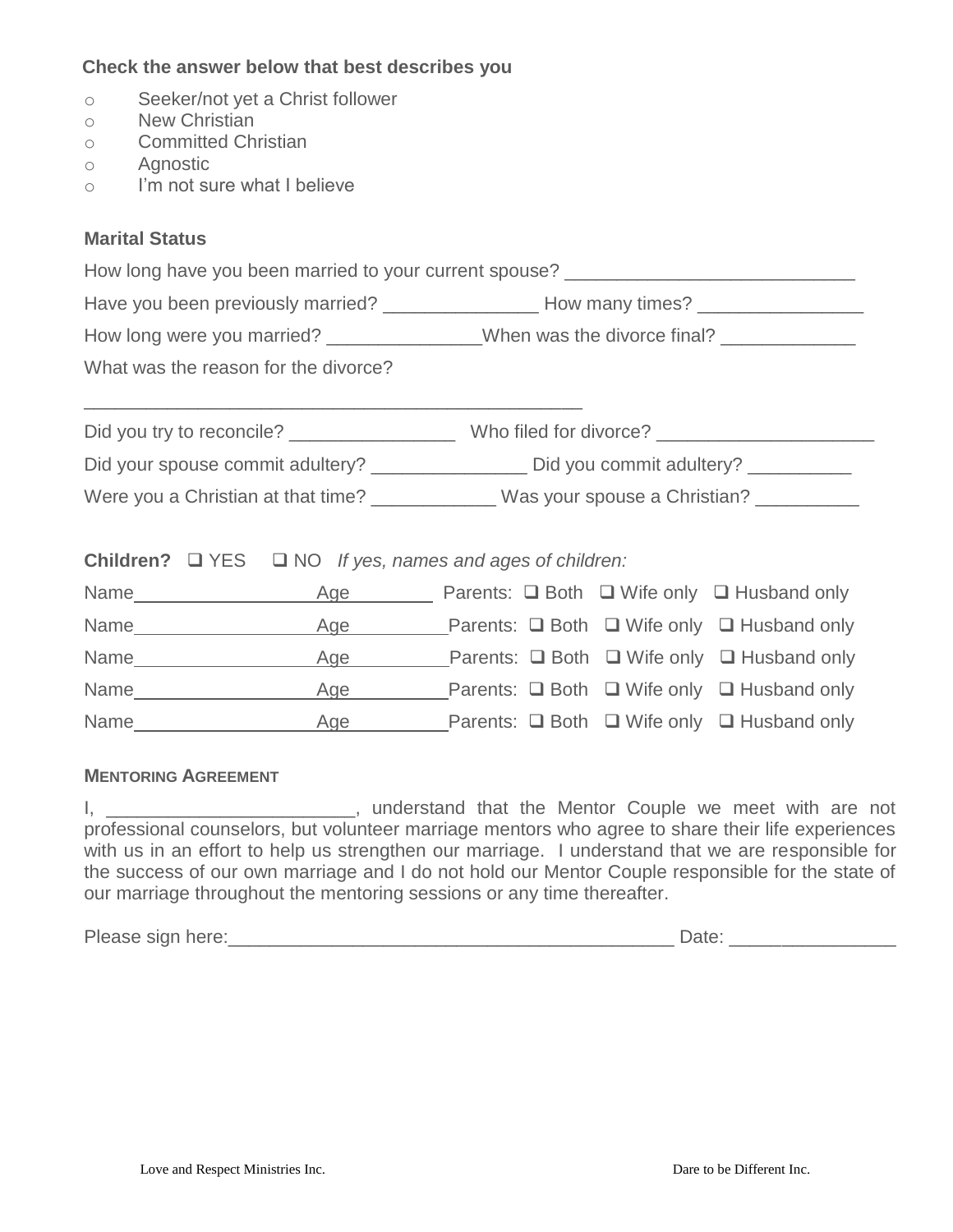**Check the answer below that best describes you**

- ○ Seeker/not yet a Christ follower
- ○ New Christian
- ○ Committed Christian
- ○ Agnostic
- ○ I'm not sure what I believe

**Marital Status**

How long have you been married to your current spouse? ___________________________

Have you been previously married? _______________ How many times? ________________

How long were you married? _______________When was the divorce final? _____________

What was the reason for the divorce?

_________________________________________________

Did you try to reconcile? ________________ Who filed for divorce? _____________________

Did your spouse commit adultery? _______________ Did you commit adultery? __________

Were you a Christian at that time? ____________ Was your spouse a Christian? __________

**Children?** ❑ YES ❑ NO *If yes, names and ages of children:*

Name__________________ Age_________ Parents: ❑ Both ❑ Wife only ❑ Husband only

Name__________________ Age_________ Parents: ❑ Both ❑ Wife only ❑ Husband only

Name__________________ Age_________ Parents: ❑ Both ❑ Wife only ❑ Husband only

Name__________________ Age_________ Parents: ❑ Both ❑ Wife only ❑ Husband only

Name__________________ Age_________ Parents: ❑ Both ❑ Wife only ❑ Husband only

**MENTORING AGREEMENT**

I, ________________________, understand that the Mentor Couple we meet with are not professional counselors, but volunteer marriage mentors who agree to share their life experiences with us in an effort to help us strengthen our marriage. I understand that we are responsible for the success of our own marriage and I do not hold our Mentor Couple responsible for the state of our marriage throughout the mentoring sessions or any time thereafter.

Please sign here:____________________________________________ Date: ________________

Love and Respect Ministries Inc. Dare to be Different Inc.